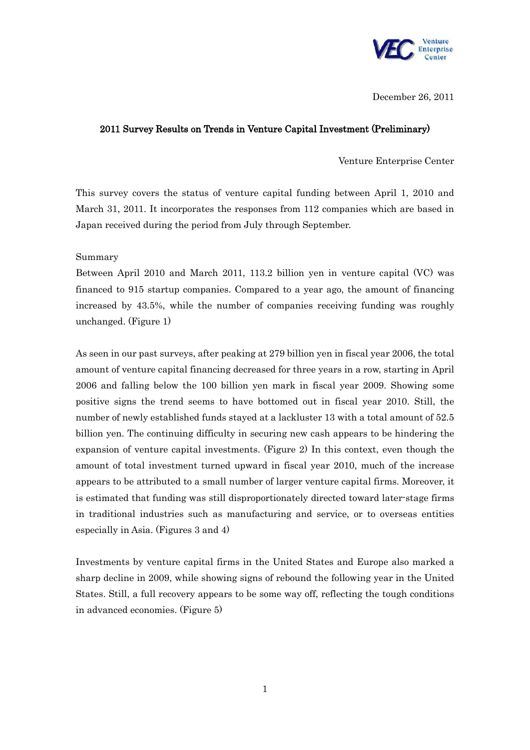December 26, 2011

# 2011 Survey Results on Trends in Venture Capital Investment (Preliminary)

Venture Enterprise Center

This survey covers the status of venture capital funding between April 1, 2010 and March 31, 2011. It incorporates the responses from 112 companies which are based in Japan received during the period from July through September.

Summary

Between April 2010 and March 2011, 113.2 billion yen in venture capital (VC) was financed to 915 startup companies. Compared to a year ago, the amount of financing increased by 43.5%, while the number of companies receiving funding was roughly unchanged. (Figure 1)

As seen in our past surveys, after peaking at 279 billion yen in fiscal year 2006, the total amount of venture capital financing decreased for three years in a row, starting in April 2006 and falling below the 100 billion yen mark in fiscal year 2009. Showing some positive signs the trend seems to have bottomed out in fiscal year 2010. Still, the number of newly established funds stayed at a lackluster 13 with a total amount of 52.5 billion yen. The continuing difficulty in securing new cash appears to be hindering the expansion of venture capital investments. (Figure 2) In this context, even though the amount of total investment turned upward in fiscal year 2010, much of the increase appears to be attributed to a small number of larger venture capital firms. Moreover, it is estimated that funding was still disproportionately directed toward later-stage firms in traditional industries such as manufacturing and service, or to overseas entities especially in Asia. (Figures 3 and 4)

Investments by venture capital firms in the United States and Europe also marked a sharp decline in 2009, while showing signs of rebound the following year in the United States. Still, a full recovery appears to be some way off, reflecting the tough conditions in advanced economies. (Figure 5)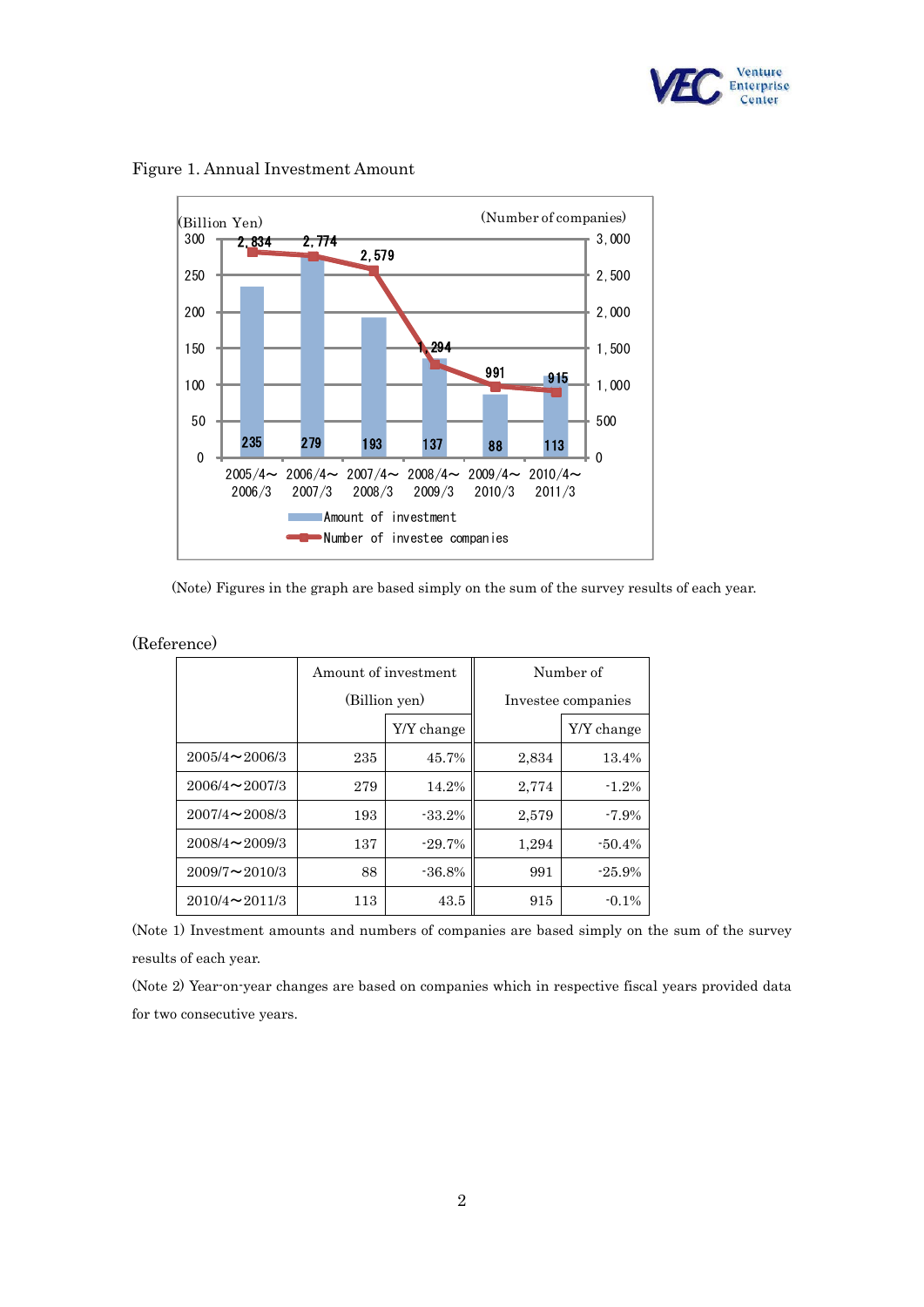Figure 1. Annual Investment Amount

| | 2005/4～2006/3 | 2006/4～2007/3 | 2007/4～2008/3 | 2008/4～2009/3 | 2009/4～2010/3 | 2010/4～2011/3 |
|---|---|---|---|---|---|---|
| Amount of investment (Billion Yen) | 235 | 279 | 193 | 137 | 88 | 113 |
| Number of investee companies | 2,834 | 2,774 | 2,579 | 1,294 | 991 | 915 |

(Note) Figures in the graph are based simply on the sum of the survey results of each year.

(Reference)

| | Amount of investment (Billion yen) | | Number of Investee companies | |
|---|---|---|---|---|
| | | Y/Y change | | Y/Y change |
| 2005/4～2006/3 | 235 | 45.7% | 2,834 | 13.4% |
| 2006/4～2007/3 | 279 | 14.2% | 2,774 | -1.2% |
| 2007/4～2008/3 | 193 | -33.2% | 2,579 | -7.9% |
| 2008/4～2009/3 | 137 | -29.7% | 1,294 | -50.4% |
| 2009/7～2010/3 | 88 | -36.8% | 991 | -25.9% |
| 2010/4～2011/3 | 113 | 43.5 | 915 | -0.1% |

(Note 1) Investment amounts and numbers of companies are based simply on the sum of the survey results of each year.

(Note 2) Year-on-year changes are based on companies which in respective fiscal years provided data for two consecutive years.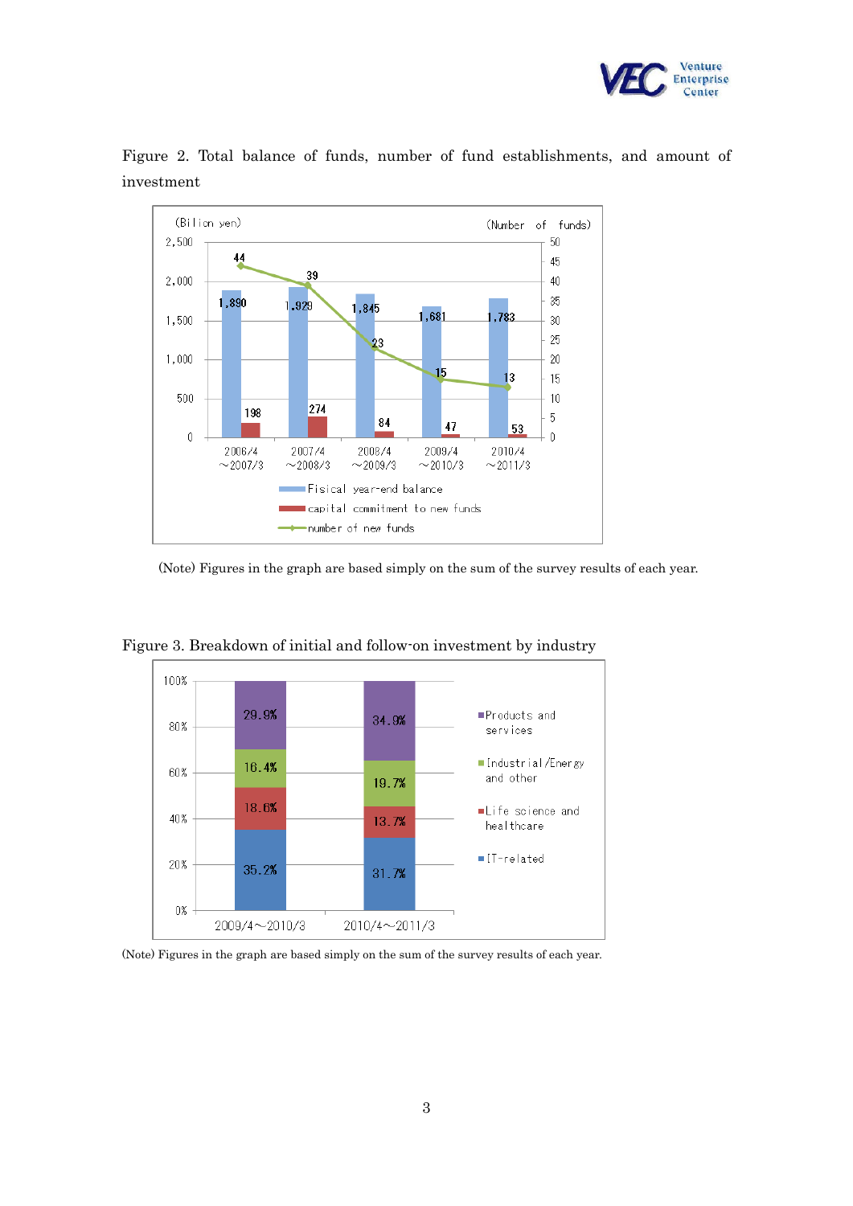Figure 2. Total balance of funds, number of fund establishments, and amount of investment

| | 2006/4～2007/3 | 2007/4～2008/3 | 2008/4～2009/3 | 2009/4～2010/3 | 2010/4～2011/3 |
|---|---|---|---|---|---|
| Fisical year-end balance (Bilion yen) | 1,890 | 1,929 | 1,845 | 1,681 | 1,783 |
| capital commitment to new funds (Bilion yen) | 198 | 274 | 84 | 47 | 53 |
| number of new funds (Number of funds) | 44 | 39 | 23 | 15 | 13 |

(Note) Figures in the graph are based simply on the sum of the survey results of each year.

Figure 3. Breakdown of initial and follow-on investment by industry

| | 2009/4～2010/3 | 2010/4～2011/3 |
|---|---|---|
| Products and services | 29.9% | 34.9% |
| Industrial/Energy and other | 16.4% | 19.7% |
| Life science and healthcare | 18.6% | 13.7% |
| IT-related | 35.2% | 31.7% |

(Note) Figures in the graph are based simply on the sum of the survey results of each year.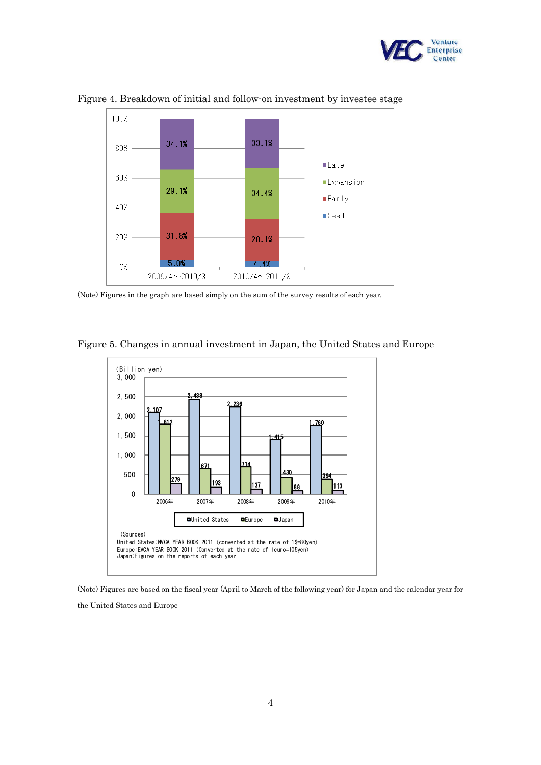Figure 4. Breakdown of initial and follow-on investment by investee stage

100%
80%
60%
40%
20%
0%

34.1%
29.1%
31.8%
5.0%

33.1%
34.4%
28.1%
4.4%

2009/4～2010/3
2010/4～2011/3

Later
Expansion
Early
Seed

(Note) Figures in the graph are based simply on the sum of the survey results of each year.

Figure 5. Changes in annual investment in Japan, the United States and Europe

(Billion yen)
3,000
2,500
2,000
1,500
1,000
500
0

2,107
1,812
279
2,438
671
193
2,236
714
137
1,415
430
88
1,760
394
113

2006年
2007年
2008年
2009年
2010年

United States
Europe
Japan

(Sources)
United States:NVCA YEAR BOOK 2011 (converted at the rate of 1$=80yen)
Europe:EVCA YEAR BOOK 2011 (Converted at the rate of 1euro=105yen)
Japan:Figures on the reports of each year

(Note) Figures are based on the fiscal year (April to March of the following year) for Japan and the calendar year for the United States and Europe